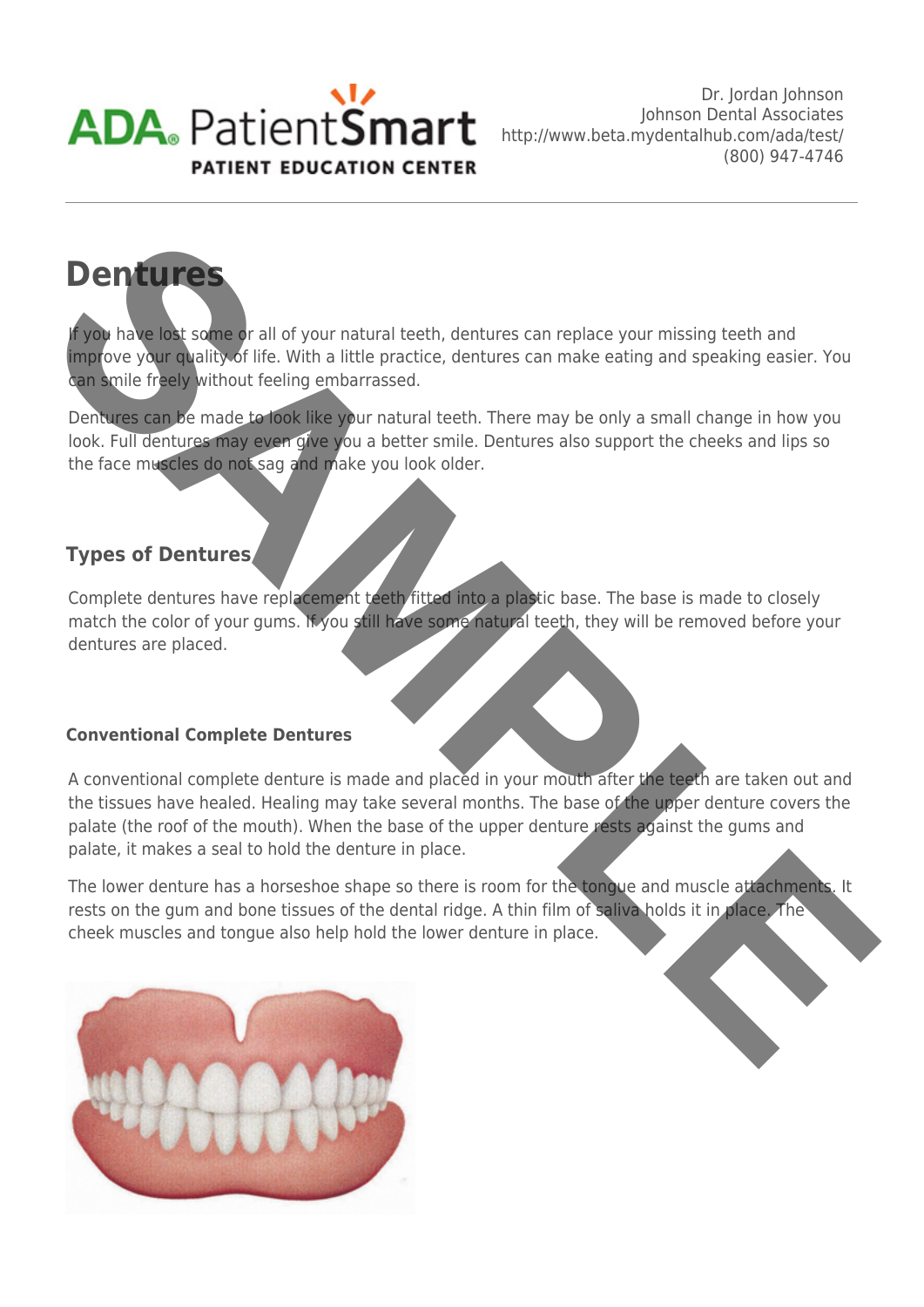# Dentures

If you have lost some or all of your natural teeth, dentures can replace your missing teeth and improve your quality of life. With a little practice, dentures can make eating and speaking easier. You can smile freely without feeling embarrassed.

Dentures can be made to look like your natural teeth. There may be only a small change in how you look. Full dentures may even give you a better smile. Dentures also support the cheeks and lips so the face muscles do not sag and make you look older.

## Types of Dentures

Complete dentures have replacement teeth fitted into a plastic base. The base is made to closely match the color of your gums. If you still have some natural teeth, they will be removed before your dentures are placed.

### Conventional Complete Dentures

A conventional complete denture is made and placed in your mouth after the teeth are taken out and the tissues have healed. Healing may take several months. The base of the upper denture covers the palate (the roof of the mouth). When the base of the upper denture rests against the gums and palate, it makes a seal to hold the denture in place.

The lower denture has a horseshoe shape so there is room for the tongue and muscle attachments. It rests on the gum and bone tissues of the dental ridge. A thin film of saliva holds it in place. The cheek muscles and tongue also help hold the lower denture in place.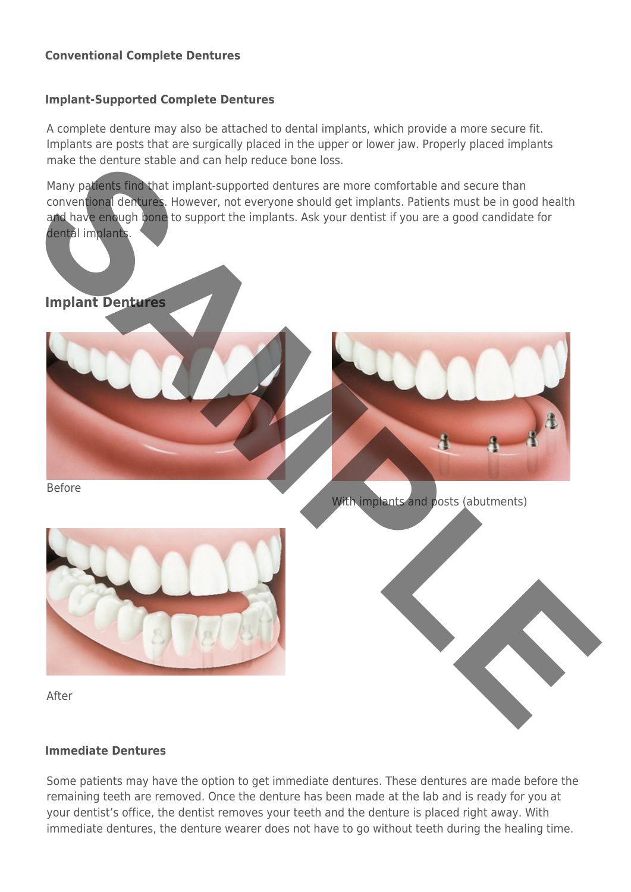#### Conventional Complete Dentures

#### Implant-Supported Complete Dentures

A complete denture may also be attached to dental implants, which provide a more secure fit. Implants are posts that are surgically placed in the upper or lower jaw. Properly placed implants make the denture stable and can help reduce bone loss.

Many patients find that implant-supported dentures are more comfortable and secure than conventional dentures. However, not everyone should get implants. Patients must be in good health and have enough bone to support the implants. Ask your dentist if you are a good candidate for dental implants.

### Implant Dentures

Before

With implants and posts (abutments)

After

#### Immediate Dentures

Some patients may have the option to get immediate dentures. These dentures are made before the remaining teeth are removed. Once the denture has been made at the lab and is ready for you at your dentist's office, the dentist removes your teeth and the denture is placed right away. With immediate dentures, the denture wearer does not have to go without teeth during the healing time.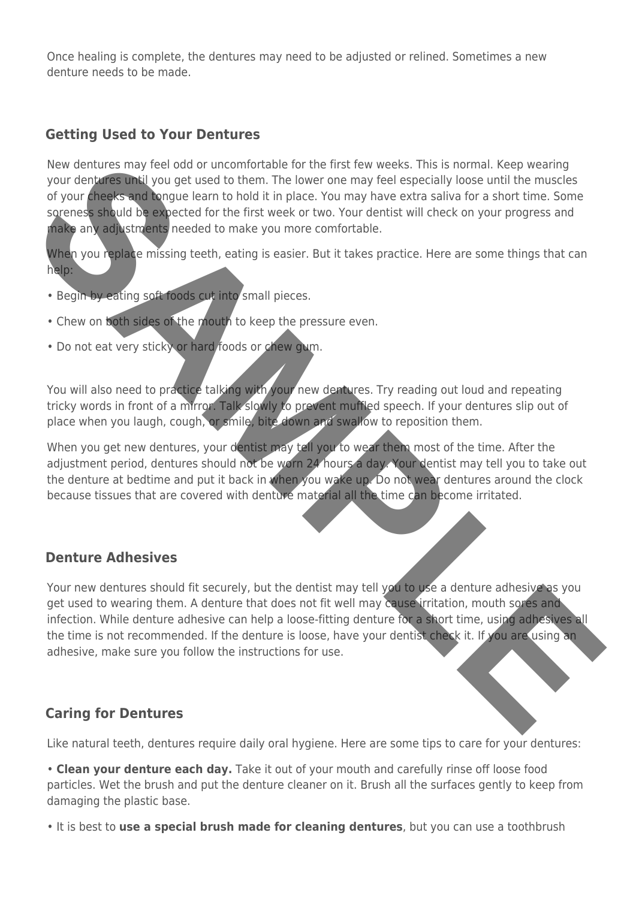Once healing is complete, the dentures may need to be adjusted or relined. Sometimes a new denture needs to be made.

## Getting Used to Your Dentures

New dentures may feel odd or uncomfortable for the first few weeks. This is normal. Keep wearing your dentures until you get used to them. The lower one may feel especially loose until the muscles of your cheeks and tongue learn to hold it in place. You may have extra saliva for a short time. Some soreness should be expected for the first week or two. Your dentist will check on your progress and make any adjustments needed to make you more comfortable.

When you replace missing teeth, eating is easier. But it takes practice. Here are some things that can help:

• Begin by eating soft foods cut into small pieces.

• Chew on both sides of the mouth to keep the pressure even.

• Do not eat very sticky or hard foods or chew gum.

You will also need to practice talking with your new dentures. Try reading out loud and repeating tricky words in front of a mirror. Talk slowly to prevent muffled speech. If your dentures slip out of place when you laugh, cough, or smile, bite down and swallow to reposition them.

When you get new dentures, your dentist may tell you to wear them most of the time. After the adjustment period, dentures should not be worn 24 hours a day. Your dentist may tell you to take out the denture at bedtime and put it back in when you wake up. Do not wear dentures around the clock because tissues that are covered with denture material all the time can become irritated.

## Denture Adhesives

Your new dentures should fit securely, but the dentist may tell you to use a denture adhesive as you get used to wearing them. A denture that does not fit well may cause irritation, mouth sores and infection. While denture adhesive can help a loose-fitting denture for a short time, using adhesives all the time is not recommended. If the denture is loose, have your dentist check it. If you are using an adhesive, make sure you follow the instructions for use.

## Caring for Dentures

Like natural teeth, dentures require daily oral hygiene. Here are some tips to care for your dentures:

• **Clean your denture each day.** Take it out of your mouth and carefully rinse off loose food particles. Wet the brush and put the denture cleaner on it. Brush all the surfaces gently to keep from damaging the plastic base.

• It is best to **use a special brush made for cleaning dentures**, but you can use a toothbrush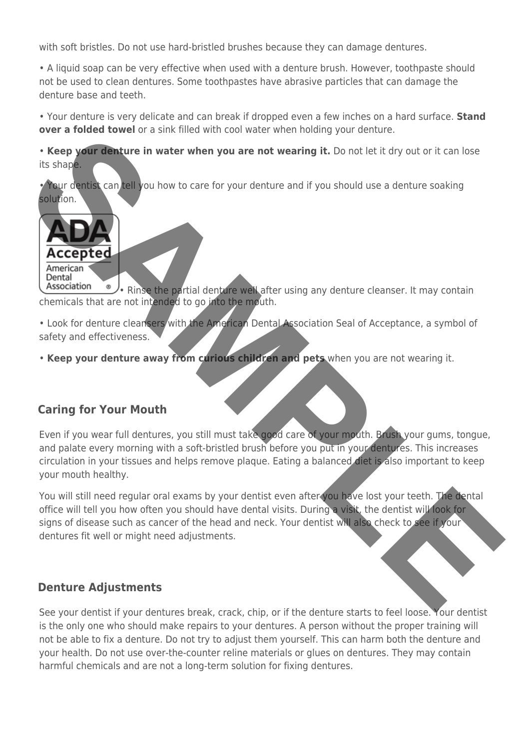with soft bristles. Do not use hard-bristled brushes because they can damage dentures.

• A liquid soap can be very effective when used with a denture brush. However, toothpaste should not be used to clean dentures. Some toothpastes have abrasive particles that can damage the denture base and teeth.

• Your denture is very delicate and can break if dropped even a few inches on a hard surface. **Stand over a folded towel** or a sink filled with cool water when holding your denture.

• **Keep your denture in water when you are not wearing it.** Do not let it dry out or it can lose its shape.

• Your dentist can tell you how to care for your denture and if you should use a denture soaking solution.

• Rinse the partial denture well after using any denture cleanser. It may contain chemicals that are not intended to go into the mouth.

• Look for denture cleansers with the American Dental Association Seal of Acceptance, a symbol of safety and effectiveness.

• **Keep your denture away from curious children and pets** when you are not wearing it.

## Caring for Your Mouth

Even if you wear full dentures, you still must take good care of your mouth. Brush your gums, tongue, and palate every morning with a soft-bristled brush before you put in your dentures. This increases circulation in your tissues and helps remove plaque. Eating a balanced diet is also important to keep your mouth healthy.

You will still need regular oral exams by your dentist even after you have lost your teeth. The dental office will tell you how often you should have dental visits. During a visit, the dentist will look for signs of disease such as cancer of the head and neck. Your dentist will also check to see if your dentures fit well or might need adjustments.

## Denture Adjustments

See your dentist if your dentures break, crack, chip, or if the denture starts to feel loose. Your dentist is the only one who should make repairs to your dentures. A person without the proper training will not be able to fix a denture. Do not try to adjust them yourself. This can harm both the denture and your health. Do not use over-the-counter reline materials or glues on dentures. They may contain harmful chemicals and are not a long-term solution for fixing dentures.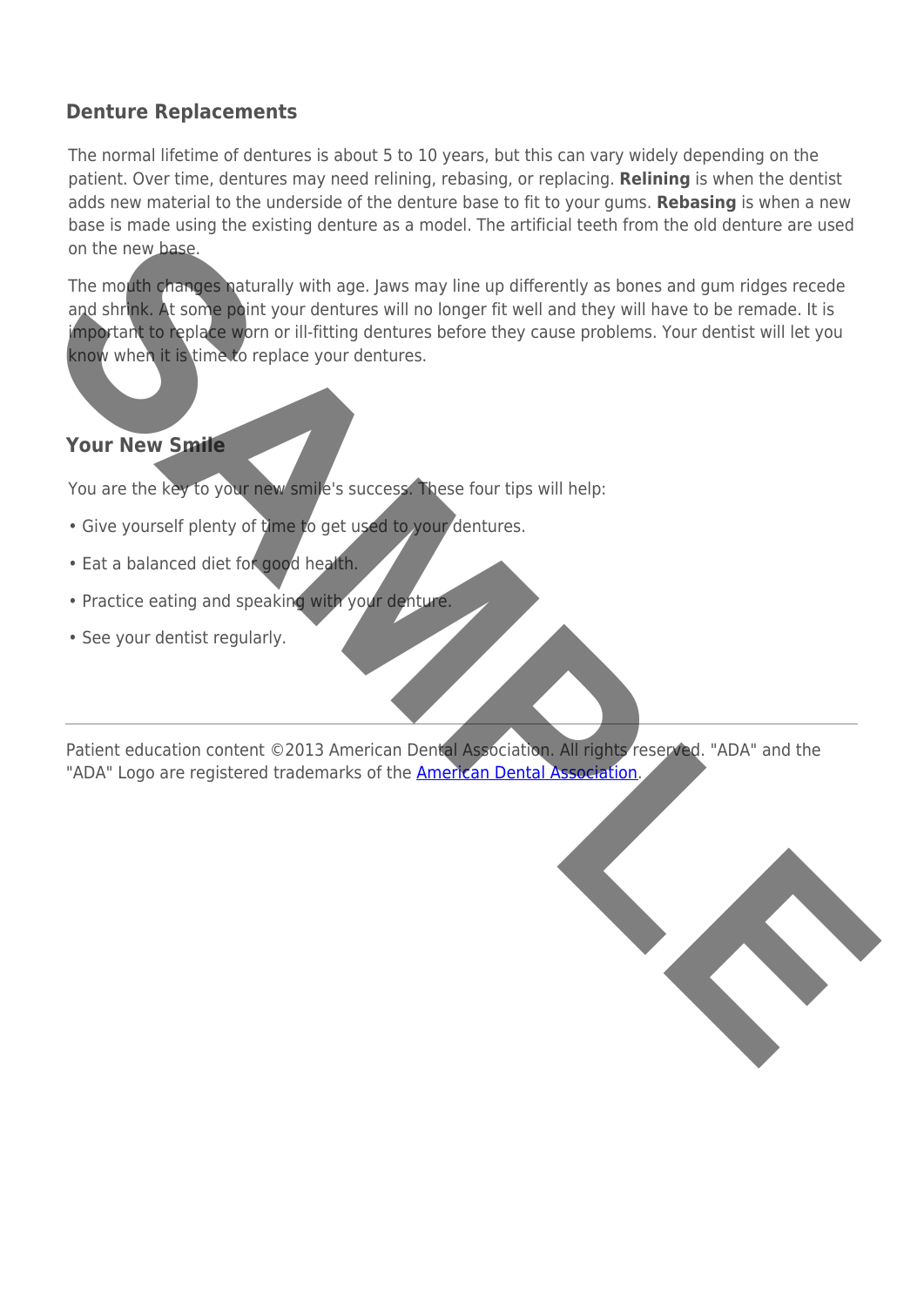## Denture Replacements

The normal lifetime of dentures is about 5 to 10 years, but this can vary widely depending on the patient. Over time, dentures may need relining, rebasing, or replacing. **Relining** is when the dentist adds new material to the underside of the denture base to fit to your gums. **Rebasing** is when a new base is made using the existing denture as a model. The artificial teeth from the old denture are used on the new base.

The mouth changes naturally with age. Jaws may line up differently as bones and gum ridges recede and shrink. At some point your dentures will no longer fit well and they will have to be remade. It is important to replace worn or ill-fitting dentures before they cause problems. Your dentist will let you know when it is time to replace your dentures.

## Your New Smile

You are the key to your new smile's success. These four tips will help:

- Give yourself plenty of time to get used to your dentures.
- Eat a balanced diet for good health.
- Practice eating and speaking with your denture.
- See your dentist regularly.

---

Patient education content ©2013 American Dental Association. All rights reserved. "ADA" and the "ADA" Logo are registered trademarks of the American Dental Association.